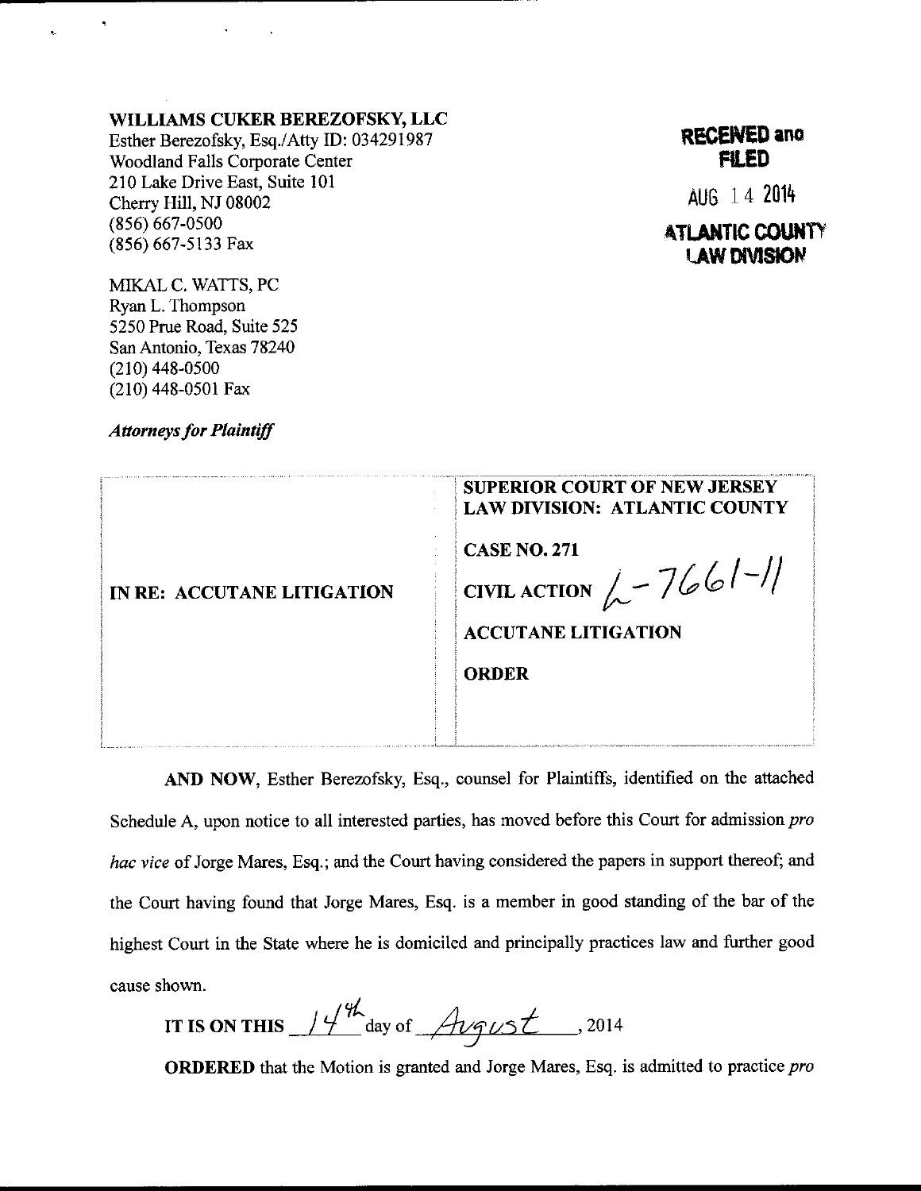**WILLIAMS CUKER BEREZOFSKY, LLC**
Esther Berezofsky, Esq./Atty ID: 034291987
Woodland Falls Corporate Center
210 Lake Drive East, Suite 101
Cherry Hill, NJ 08002
(856) 667-0500
(856) 667-5133 Fax

**RECEIVED and FILED**

AUG 14 2014

**ATLANTIC COUNTY LAW DIVISION**

MIKAL C. WATTS, PC
Ryan L. Thompson
5250 Prue Road, Suite 525
San Antonio, Texas 78240
(210) 448-0500
(210) 448-0501 Fax

***Attorneys for Plaintiff***

| | |
|---|---|
| **IN RE: ACCUTANE LITIGATION** | **SUPERIOR COURT OF NEW JERSEY LAW DIVISION: ATLANTIC COUNTY**<br><br>**CASE NO. 271**<br><br>**CIVIL ACTION** L-7661-11<br><br>**ACCUTANE LITIGATION**<br><br>**ORDER** |

**AND NOW**, Esther Berezofsky, Esq., counsel for Plaintiffs, identified on the attached Schedule A, upon notice to all interested parties, has moved before this Court for admission *pro hac vice* of Jorge Mares, Esq.; and the Court having considered the papers in support thereof; and the Court having found that Jorge Mares, Esq. is a member in good standing of the bar of the highest Court in the State where he is domiciled and principally practices law and further good cause shown.

**IT IS ON THIS** 14th day of August, 2014

**ORDERED** that the Motion is granted and Jorge Mares, Esq. is admitted to practice *pro*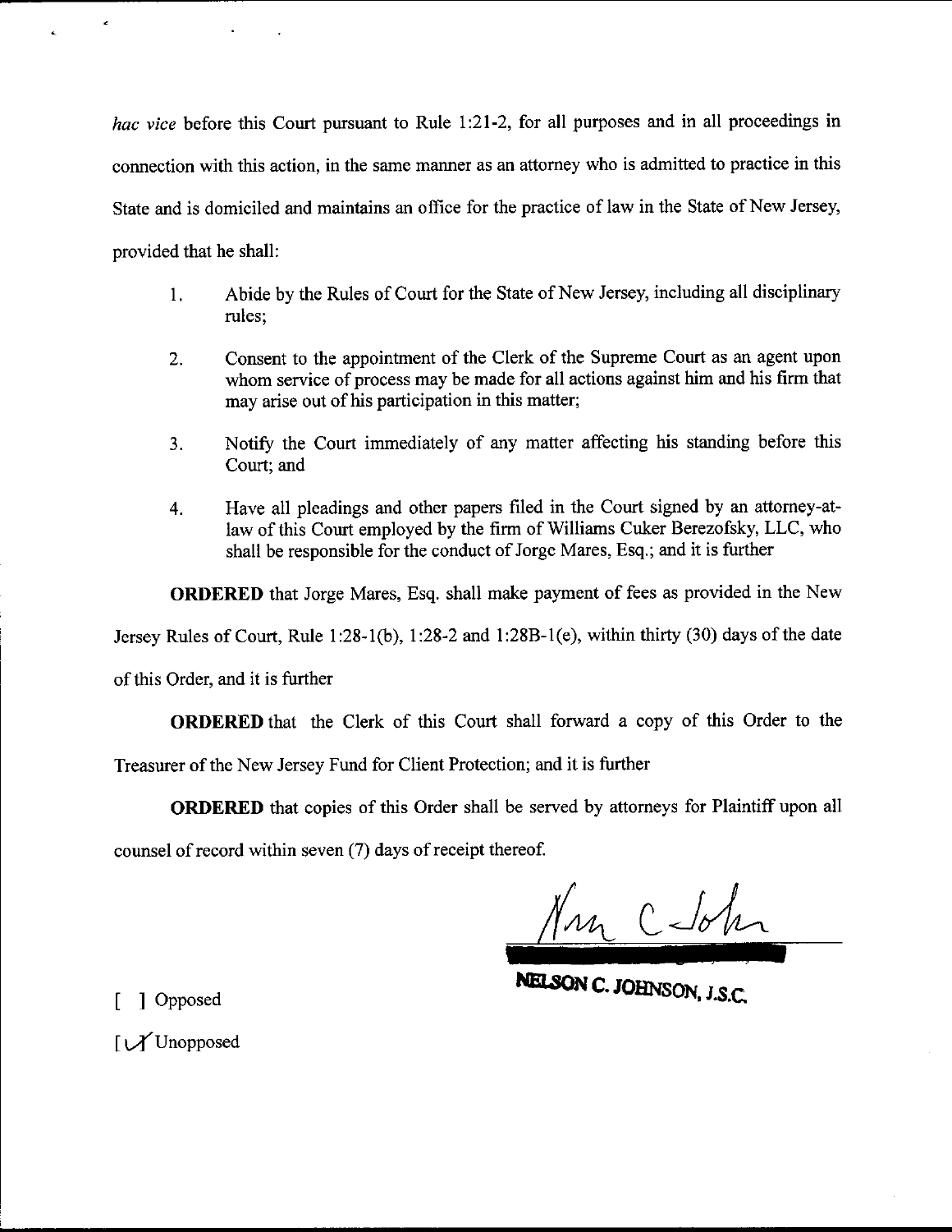*hac vice* before this Court pursuant to Rule 1:21-2, for all purposes and in all proceedings in connection with this action, in the same manner as an attorney who is admitted to practice in this State and is domiciled and maintains an office for the practice of law in the State of New Jersey, provided that he shall:

1. Abide by the Rules of Court for the State of New Jersey, including all disciplinary rules;

2. Consent to the appointment of the Clerk of the Supreme Court as an agent upon whom service of process may be made for all actions against him and his firm that may arise out of his participation in this matter;

3. Notify the Court immediately of any matter affecting his standing before this Court; and

4. Have all pleadings and other papers filed in the Court signed by an attorney-at-law of this Court employed by the firm of Williams Cuker Berezofsky, LLC, who shall be responsible for the conduct of Jorge Mares, Esq.; and it is further

**ORDERED** that Jorge Mares, Esq. shall make payment of fees as provided in the New Jersey Rules of Court, Rule 1:28-1(b), 1:28-2 and 1:28B-1(e), within thirty (30) days of the date of this Order, and it is further

**ORDERED** that the Clerk of this Court shall forward a copy of this Order to the Treasurer of the New Jersey Fund for Client Protection; and it is further

**ORDERED** that copies of this Order shall be served by attorneys for Plaintiff upon all counsel of record within seven (7) days of receipt thereof.

Nelson C. Johnson

**NELSON C. JOHNSON, J.S.C.**

[ ] Opposed

[✓] Unopposed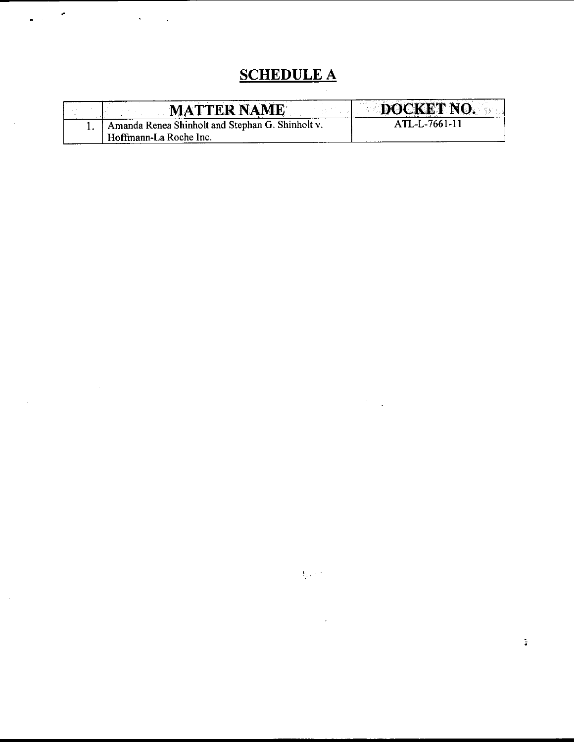# SCHEDULE A

| | MATTER NAME | DOCKET NO. |
|---|---|---|
| 1. | Amanda Renea Shinholt and Stephan G. Shinholt v. Hoffmann-La Roche Inc. | ATL-L-7661-11 |